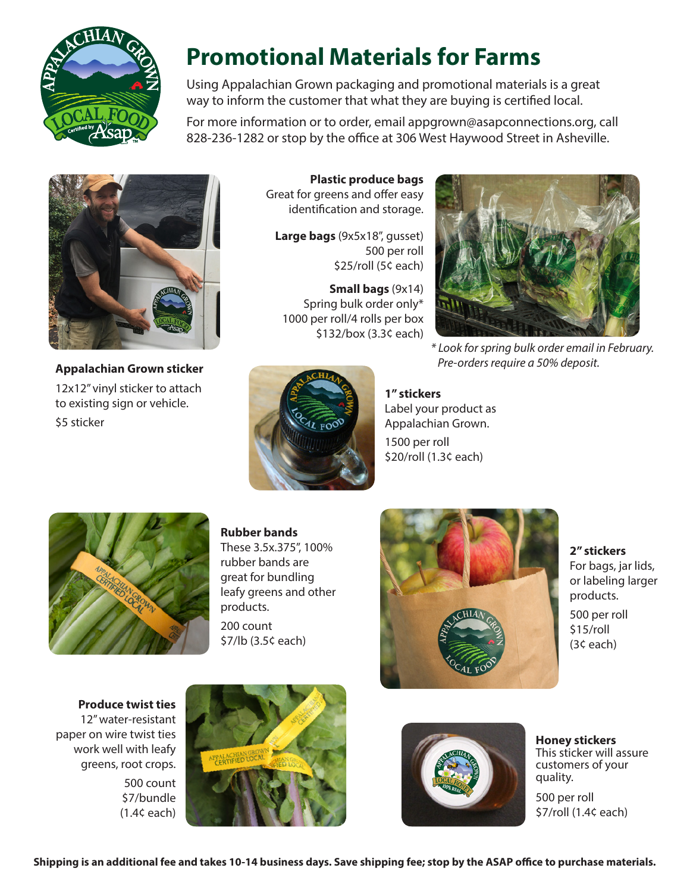# Promotional Materials for Farms

Using Appalachian Grown packaging and promotional materials is a great way to inform the customer that what they are buying is certified local.

For more information or to order, email appgrown@asapconnections.org, call 828-236-1282 or stop by the office at 306 West Haywood Street in Asheville.

**Plastic produce bags**
Great for greens and offer easy identification and storage.

**Large bags** (9x5x18", gusset)
500 per roll
$25/roll (5¢ each)

**Small bags** (9x14)
Spring bulk order only*
1000 per roll/4 rolls per box
$132/box (3.3¢ each)

*\* Look for spring bulk order email in February. Pre-orders require a 50% deposit.*

**Appalachian Grown sticker**
12x12" vinyl sticker to attach to existing sign or vehicle.
$5 sticker

**1" stickers**
Label your product as Appalachian Grown.
1500 per roll
$20/roll (1.3¢ each)

**Rubber bands**
These 3.5x.375", 100% rubber bands are great for bundling leafy greens and other products.
200 count
$7/lb (3.5¢ each)

**2" stickers**
For bags, jar lids, or labeling larger products.
500 per roll
$15/roll
(3¢ each)

**Produce twist ties**
12" water-resistant paper on wire twist ties work well with leafy greens, root crops.
500 count
$7/bundle
(1.4¢ each)

**Honey stickers**
This sticker will assure customers of your quality.
500 per roll
$7/roll (1.4¢ each)

**Shipping is an additional fee and takes 10-14 business days. Save shipping fee; stop by the ASAP office to purchase materials.**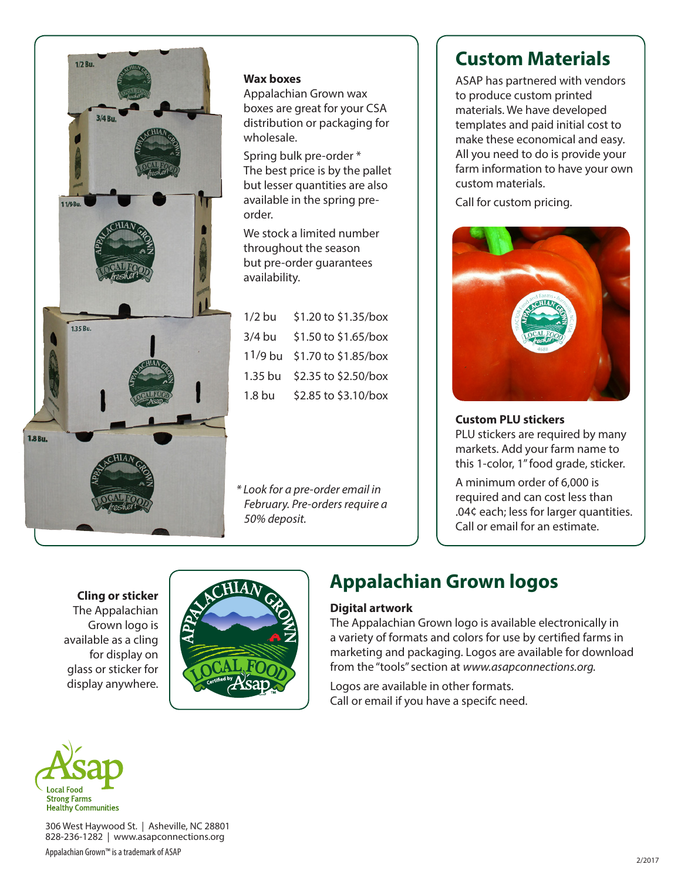**Wax boxes**
Appalachian Grown wax boxes are great for your CSA distribution or packaging for wholesale.

Spring bulk pre-order *
The best price is by the pallet but lesser quantities are also available in the spring pre-order.

We stock a limited number throughout the season but pre-order guarantees availability.

| | |
|---|---|
| 1/2 bu | $1.20 to $1.35/box |
| 3/4 bu | $1.50 to $1.65/box |
| 1 1/9 bu | $1.70 to $1.85/box |
| 1.35 bu | $2.35 to $2.50/box |
| 1.8 bu | $2.85 to $3.10/box |

*\* Look for a pre-order email in February. Pre-orders require a 50% deposit.*

## Custom Materials

ASAP has partnered with vendors to produce custom printed materials. We have developed templates and paid initial cost to make these economical and easy. All you need to do is provide your farm information to have your own custom materials.

Call for custom pricing.

**Custom PLU stickers**
PLU stickers are required by many markets. Add your farm name to this 1-color, 1" food grade, sticker.

A minimum order of 6,000 is required and can cost less than .04¢ each; less for larger quantities. Call or email for an estimate.

**Cling or sticker**
The Appalachian Grown logo is available as a cling for display on glass or sticker for display anywhere.

## Appalachian Grown logos

**Digital artwork**
The Appalachian Grown logo is available electronically in a variety of formats and colors for use by certified farms in marketing and packaging. Logos are available for download from the "tools" section at *www.asapconnections.org*.

Logos are available in other formats.
Call or email if you have a specifc need.

Local Food
Strong Farms
Healthy Communities

306 West Haywood St. | Asheville, NC 28801
828-236-1282 | www.asapconnections.org

Appalachian Grown™ is a trademark of ASAP

2/2017